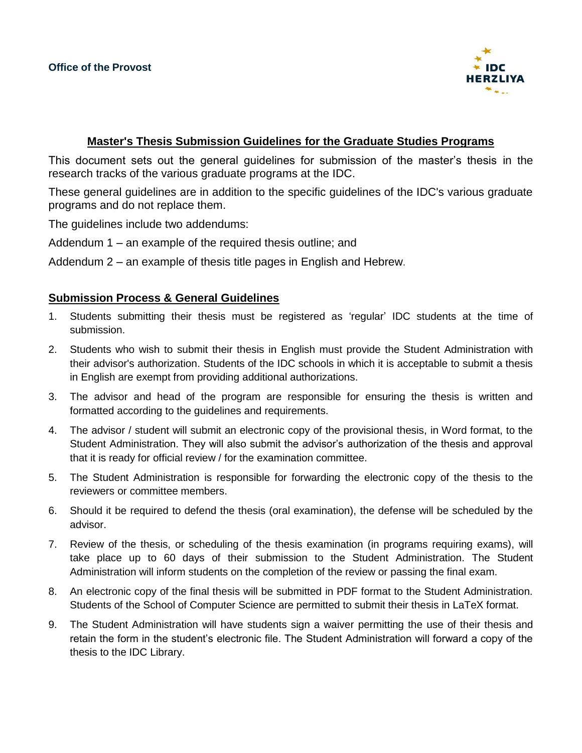**Office of the Provost**

IDC HERZLIYA

## Master's Thesis Submission Guidelines for the Graduate Studies Programs

This document sets out the general guidelines for submission of the master's thesis in the research tracks of the various graduate programs at the IDC.

These general guidelines are in addition to the specific guidelines of the IDC's various graduate programs and do not replace them.

The guidelines include two addendums:

Addendum 1 – an example of the required thesis outline; and

Addendum 2 – an example of thesis title pages in English and Hebrew.

### Submission Process & General Guidelines

1. Students submitting their thesis must be registered as 'regular' IDC students at the time of submission.
2. Students who wish to submit their thesis in English must provide the Student Administration with their advisor's authorization. Students of the IDC schools in which it is acceptable to submit a thesis in English are exempt from providing additional authorizations.
3. The advisor and head of the program are responsible for ensuring the thesis is written and formatted according to the guidelines and requirements.
4. The advisor / student will submit an electronic copy of the provisional thesis, in Word format, to the Student Administration. They will also submit the advisor's authorization of the thesis and approval that it is ready for official review / for the examination committee.
5. The Student Administration is responsible for forwarding the electronic copy of the thesis to the reviewers or committee members.
6. Should it be required to defend the thesis (oral examination), the defense will be scheduled by the advisor.
7. Review of the thesis, or scheduling of the thesis examination (in programs requiring exams), will take place up to 60 days of their submission to the Student Administration. The Student Administration will inform students on the completion of the review or passing the final exam.
8. An electronic copy of the final thesis will be submitted in PDF format to the Student Administration. Students of the School of Computer Science are permitted to submit their thesis in LaTeX format.
9. The Student Administration will have students sign a waiver permitting the use of their thesis and retain the form in the student's electronic file. The Student Administration will forward a copy of the thesis to the IDC Library.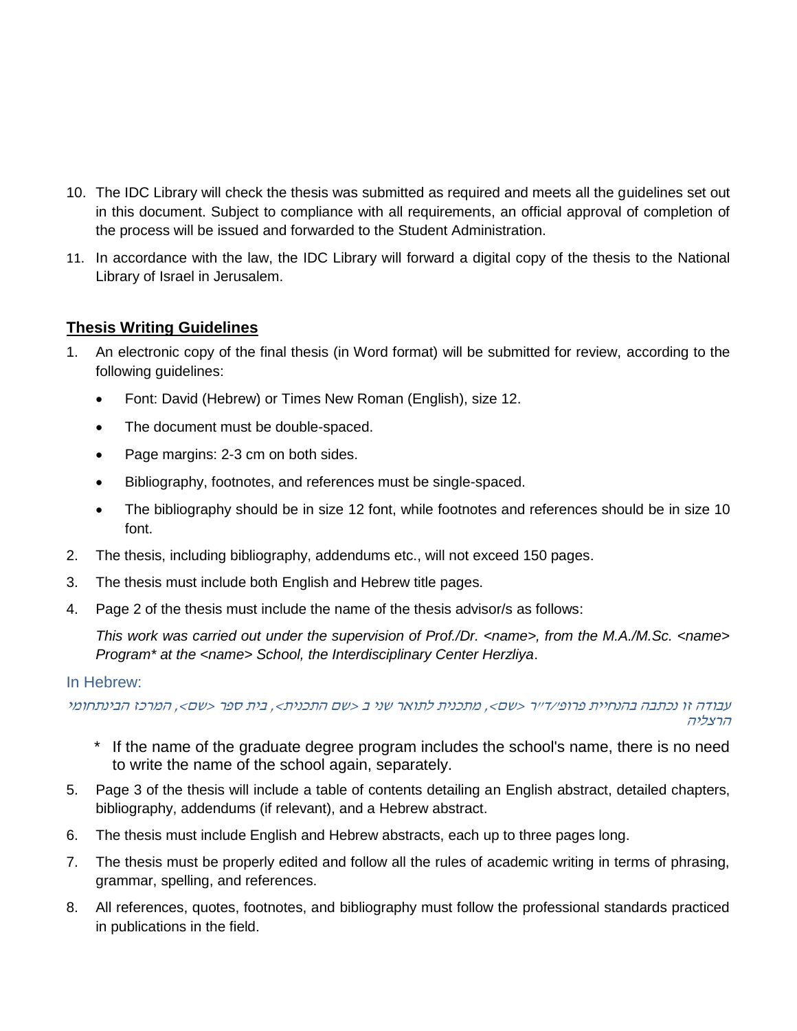10. The IDC Library will check the thesis was submitted as required and meets all the guidelines set out in this document. Subject to compliance with all requirements, an official approval of completion of the process will be issued and forwarded to the Student Administration.

11. In accordance with the law, the IDC Library will forward a digital copy of the thesis to the National Library of Israel in Jerusalem.

## **Thesis Writing Guidelines**

1. An electronic copy of the final thesis (in Word format) will be submitted for review, according to the following guidelines:

   - Font: David (Hebrew) or Times New Roman (English), size 12.
   - The document must be double-spaced.
   - Page margins: 2-3 cm on both sides.
   - Bibliography, footnotes, and references must be single-spaced.
   - The bibliography should be in size 12 font, while footnotes and references should be in size 10 font.

2. The thesis, including bibliography, addendums etc., will not exceed 150 pages.

3. The thesis must include both English and Hebrew title pages.

4. Page 2 of the thesis must include the name of the thesis advisor/s as follows:

   *This work was carried out under the supervision of Prof./Dr. <name>, from the M.A./M.Sc. <name> Program* at the <name> School, the Interdisciplinary Center Herzliya*.

In Hebrew:

*עבודה זו נכתבה בהנחיית פרופ׳/ד״ר <שם>, מתכנית לתואר שני ב <שם התכנית>, בית ספר <שם>, המרכז הבינתחומי הרצליה*

   \* If the name of the graduate degree program includes the school's name, there is no need to write the name of the school again, separately.

5. Page 3 of the thesis will include a table of contents detailing an English abstract, detailed chapters, bibliography, addendums (if relevant), and a Hebrew abstract.

6. The thesis must include English and Hebrew abstracts, each up to three pages long.

7. The thesis must be properly edited and follow all the rules of academic writing in terms of phrasing, grammar, spelling, and references.

8. All references, quotes, footnotes, and bibliography must follow the professional standards practiced in publications in the field.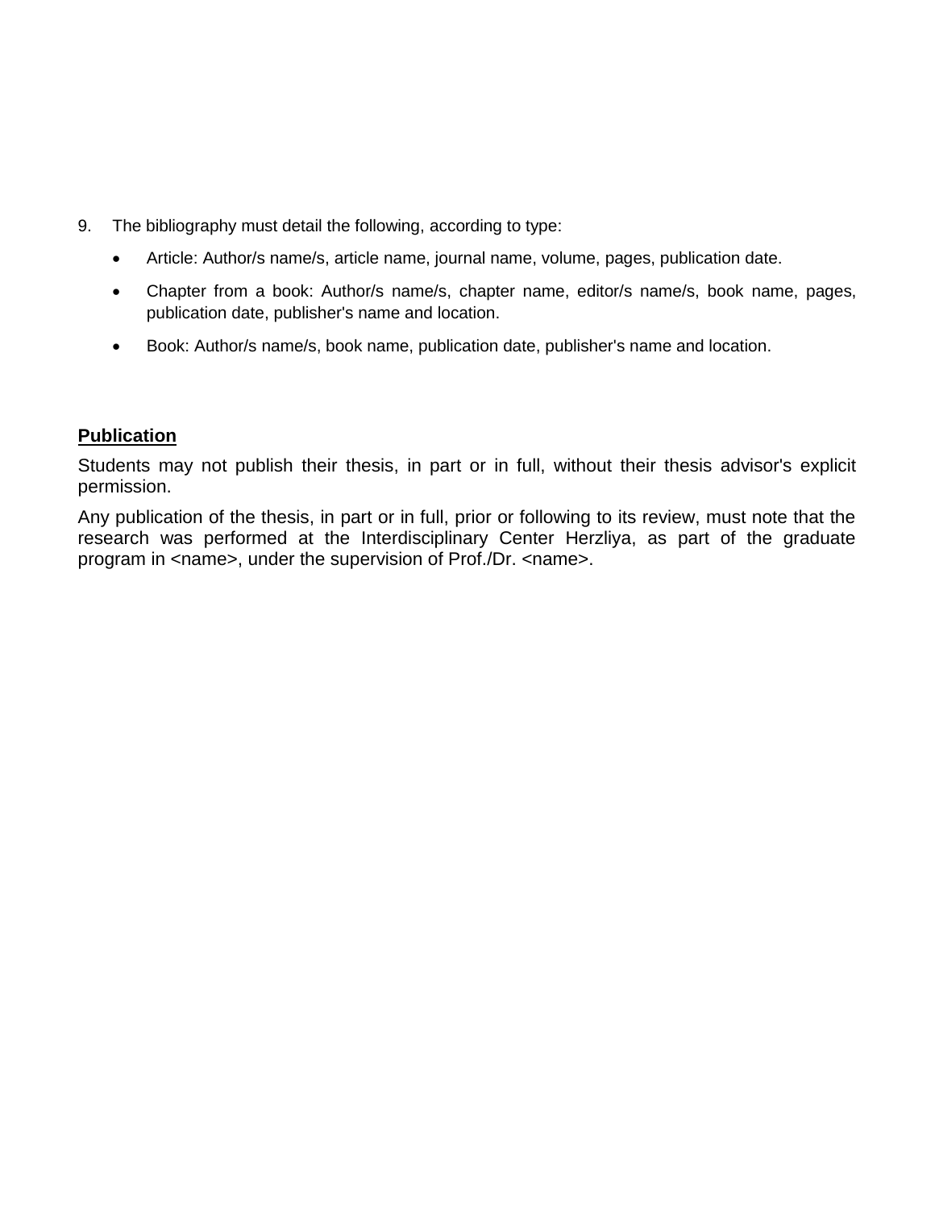9. The bibliography must detail the following, according to type:
    - Article: Author/s name/s, article name, journal name, volume, pages, publication date.
    - Chapter from a book: Author/s name/s, chapter name, editor/s name/s, book name, pages, publication date, publisher's name and location.
    - Book: Author/s name/s, book name, publication date, publisher's name and location.

**Publication**

Students may not publish their thesis, in part or in full, without their thesis advisor's explicit permission.

Any publication of the thesis, in part or in full, prior or following to its review, must note that the research was performed at the Interdisciplinary Center Herzliya, as part of the graduate program in <name>, under the supervision of Prof./Dr. <name>.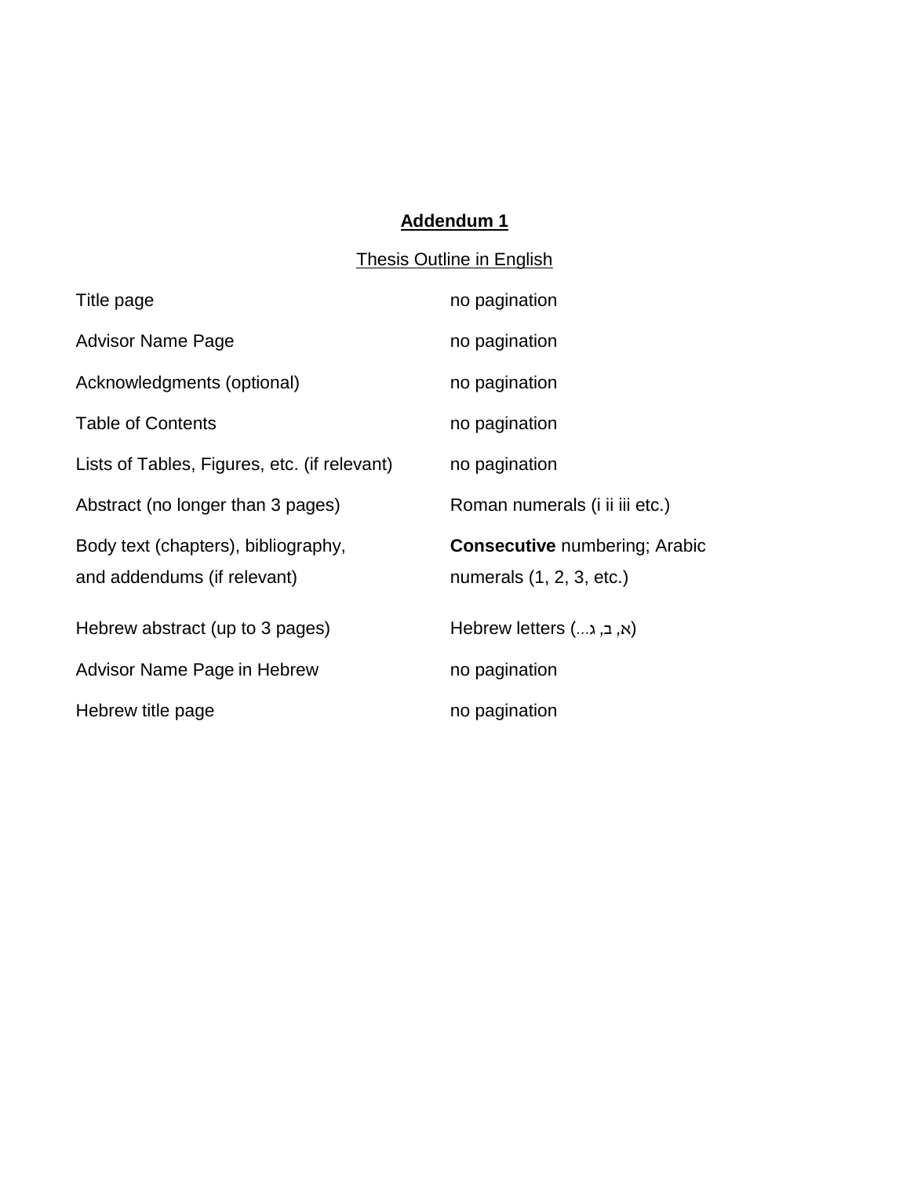**Addendum 1**

Thesis Outline in English

| | |
|---|---|
| Title page | no pagination |
| Advisor Name Page | no pagination |
| Acknowledgments (optional) | no pagination |
| Table of Contents | no pagination |
| Lists of Tables, Figures, etc. (if relevant) | no pagination |
| Abstract (no longer than 3 pages) | Roman numerals (i ii iii etc.) |
| Body text (chapters), bibliography, and addendums (if relevant) | **Consecutive** numbering; Arabic numerals (1, 2, 3, etc.) |
| Hebrew abstract (up to 3 pages) | Hebrew letters (א, ב, ג...) |
| Advisor Name Page in Hebrew | no pagination |
| Hebrew title page | no pagination |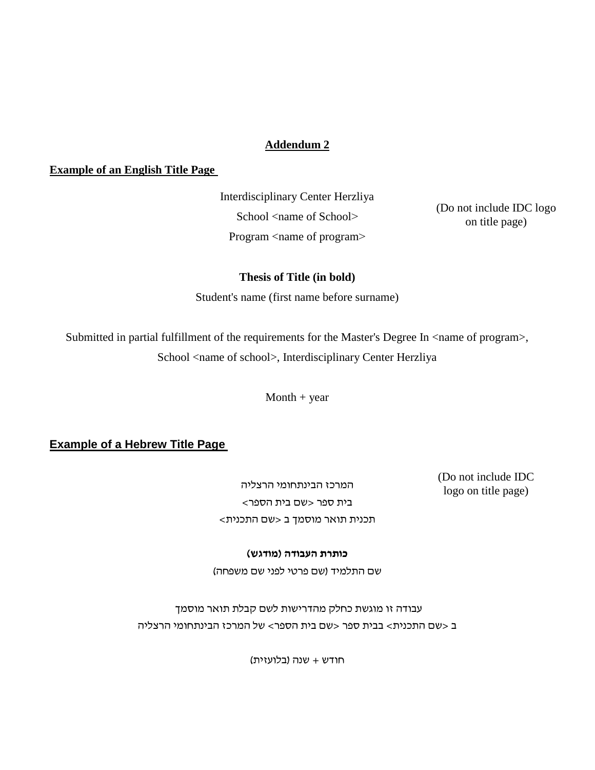**Addendum 2**

**Example of an English Title Page**

Interdisciplinary Center Herzliya

School <name of School>

Program <name of program>

(Do not include IDC logo on title page)

**Thesis of Title (in bold)**

Student's name (first name before surname)

Submitted in partial fulfillment of the requirements for the Master's Degree In <name of program>, School <name of school>, Interdisciplinary Center Herzliya

Month + year

**Example of a Hebrew Title Page**

(Do not include IDC logo on title page)

המרכז הבינתחומי הרצליה

בית ספר <שם בית הספר>

תכנית תואר מוסמך ב <שם התכנית>

**כותרת העבודה (מודגש)**

שם התלמיד (שם פרטי לפני שם משפחה)

עבודה זו מוגשת כחלק מהדרישות לשם קבלת תואר מוסמך

ב <שם התכנית> בבית ספר <שם בית הספר> של המרכז הבינתחומי הרצליה

חודש + שנה (בלועזית)